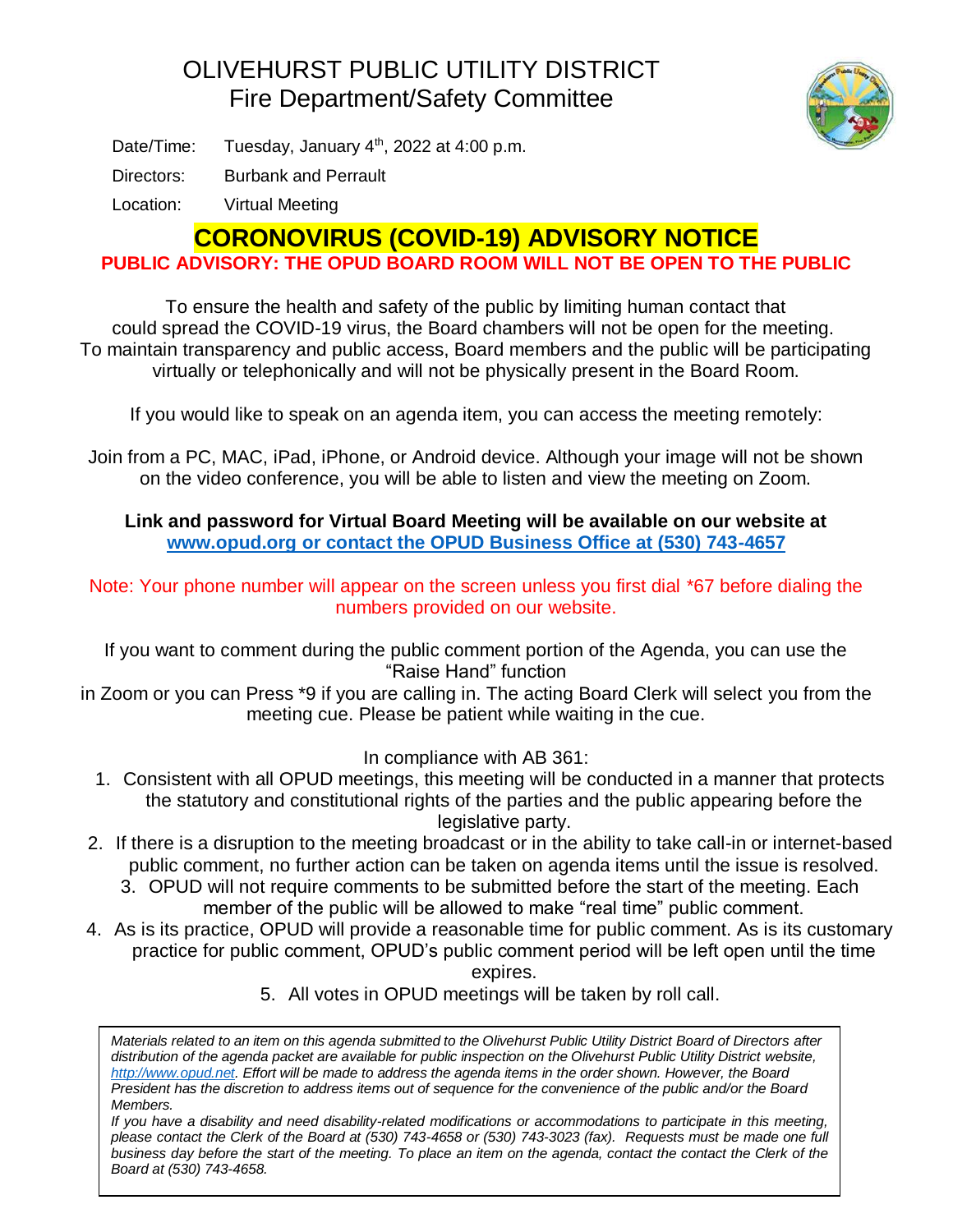# OLIVEHURST PUBLIC UTILITY DISTRICT
## Fire Department/Safety Committee

Date/Time: Tuesday, January 4th, 2022 at 4:00 p.m.

Directors: Burbank and Perrault

Location: Virtual Meeting

## CORONOVIRUS (COVID-19) ADVISORY NOTICE

**PUBLIC ADVISORY: THE OPUD BOARD ROOM WILL NOT BE OPEN TO THE PUBLIC**

To ensure the health and safety of the public by limiting human contact that could spread the COVID-19 virus, the Board chambers will not be open for the meeting. To maintain transparency and public access, Board members and the public will be participating virtually or telephonically and will not be physically present in the Board Room.

If you would like to speak on an agenda item, you can access the meeting remotely:

Join from a PC, MAC, iPad, iPhone, or Android device. Although your image will not be shown on the video conference, you will be able to listen and view the meeting on Zoom.

**Link and password for Virtual Board Meeting will be available on our website at www.opud.org or contact the OPUD Business Office at (530) 743-4657**

Note: Your phone number will appear on the screen unless you first dial *67 before dialing the numbers provided on our website.

If you want to comment during the public comment portion of the Agenda, you can use the "Raise Hand" function in Zoom or you can Press *9 if you are calling in. The acting Board Clerk will select you from the meeting cue. Please be patient while waiting in the cue.

In compliance with AB 361:

1. Consistent with all OPUD meetings, this meeting will be conducted in a manner that protects the statutory and constitutional rights of the parties and the public appearing before the legislative party.
2. If there is a disruption to the meeting broadcast or in the ability to take call-in or internet-based public comment, no further action can be taken on agenda items until the issue is resolved.
3. OPUD will not require comments to be submitted before the start of the meeting. Each member of the public will be allowed to make "real time" public comment.
4. As is its practice, OPUD will provide a reasonable time for public comment. As is its customary practice for public comment, OPUD's public comment period will be left open until the time expires.
5. All votes in OPUD meetings will be taken by roll call.

*Materials related to an item on this agenda submitted to the Olivehurst Public Utility District Board of Directors after distribution of the agenda packet are available for public inspection on the Olivehurst Public Utility District website, http://www.opud.net. Effort will be made to address the agenda items in the order shown. However, the Board President has the discretion to address items out of sequence for the convenience of the public and/or the Board Members.*

*If you have a disability and need disability-related modifications or accommodations to participate in this meeting, please contact the Clerk of the Board at (530) 743-4658 or (530) 743-3023 (fax). Requests must be made one full business day before the start of the meeting. To place an item on the agenda, contact the contact the Clerk of the Board at (530) 743-4658.*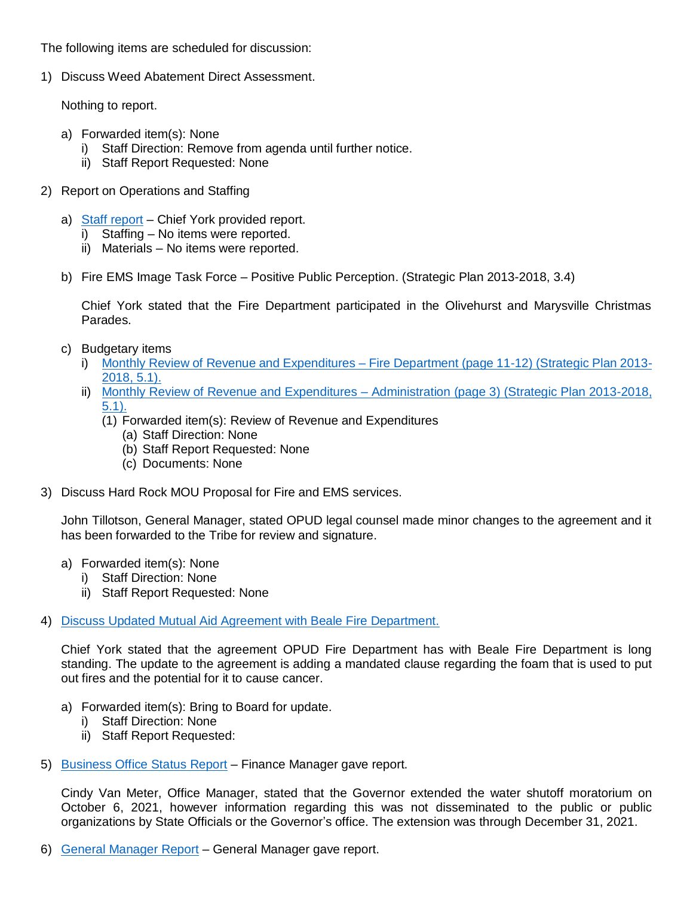The following items are scheduled for discussion:

1) Discuss Weed Abatement Direct Assessment.

   Nothing to report.

   a) Forwarded item(s): None
      i) Staff Direction: Remove from agenda until further notice.
      ii) Staff Report Requested: None

2) Report on Operations and Staffing

   a) Staff report – Chief York provided report.
      i) Staffing – No items were reported.
      ii) Materials – No items were reported.

   b) Fire EMS Image Task Force – Positive Public Perception. (Strategic Plan 2013-2018, 3.4)

      Chief York stated that the Fire Department participated in the Olivehurst and Marysville Christmas Parades.

   c) Budgetary items
      i) Monthly Review of Revenue and Expenditures – Fire Department (page 11-12) (Strategic Plan 2013-2018, 5.1).
      ii) Monthly Review of Revenue and Expenditures – Administration (page 3) (Strategic Plan 2013-2018, 5.1).
         (1) Forwarded item(s): Review of Revenue and Expenditures
            (a) Staff Direction: None
            (b) Staff Report Requested: None
            (c) Documents: None

3) Discuss Hard Rock MOU Proposal for Fire and EMS services.

   John Tillotson, General Manager, stated OPUD legal counsel made minor changes to the agreement and it has been forwarded to the Tribe for review and signature.

   a) Forwarded item(s): None
      i) Staff Direction: None
      ii) Staff Report Requested: None

4) Discuss Updated Mutual Aid Agreement with Beale Fire Department.

   Chief York stated that the agreement OPUD Fire Department has with Beale Fire Department is long standing. The update to the agreement is adding a mandated clause regarding the foam that is used to put out fires and the potential for it to cause cancer.

   a) Forwarded item(s): Bring to Board for update.
      i) Staff Direction: None
      ii) Staff Report Requested:

5) Business Office Status Report – Finance Manager gave report.

   Cindy Van Meter, Office Manager, stated that the Governor extended the water shutoff moratorium on October 6, 2021, however information regarding this was not disseminated to the public or public organizations by State Officials or the Governor's office. The extension was through December 31, 2021.

6) General Manager Report – General Manager gave report.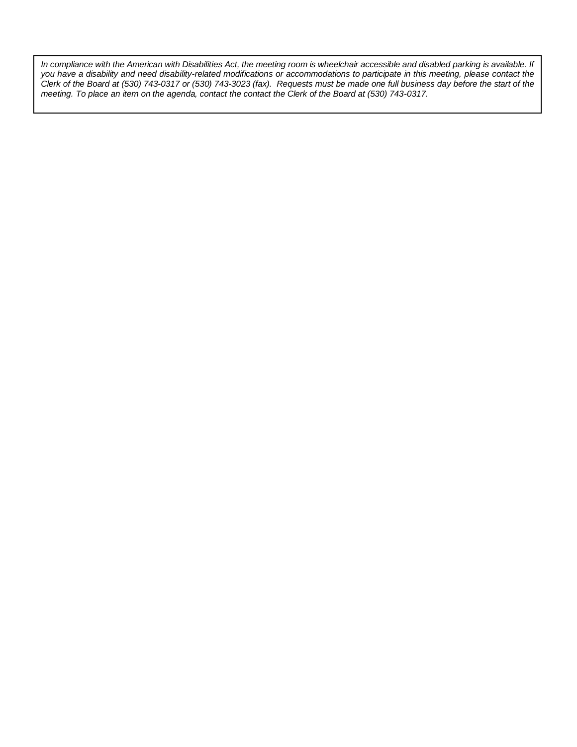*In compliance with the American with Disabilities Act, the meeting room is wheelchair accessible and disabled parking is available. If you have a disability and need disability-related modifications or accommodations to participate in this meeting, please contact the Clerk of the Board at (530) 743-0317 or (530) 743-3023 (fax). Requests must be made one full business day before the start of the meeting. To place an item on the agenda, contact the contact the Clerk of the Board at (530) 743-0317.*